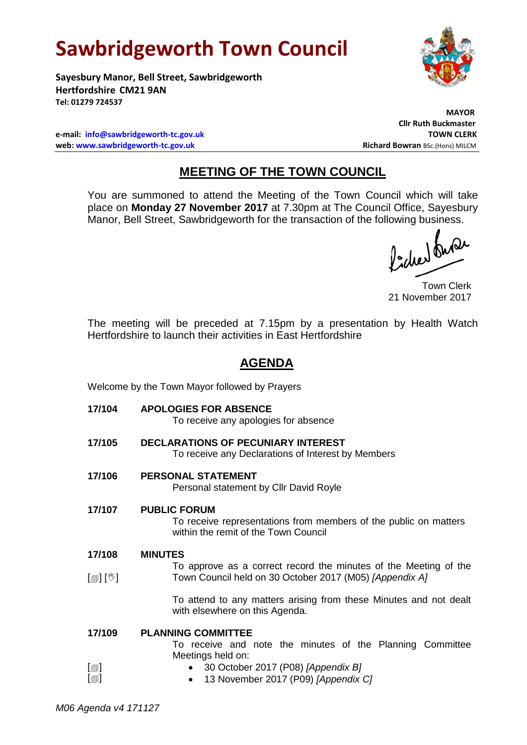# Sawbridgeworth Town Council

**Sayesbury Manor, Bell Street, Sawbridgeworth**
**Hertfordshire CM21 9AN**
**Tel: 01279 724537**

**MAYOR**
**Cllr Ruth Buckmaster**
**TOWN CLERK**
**Richard Bowran** BSc.(Hons) MILCM

**e-mail: info@sawbridgeworth-tc.gov.uk**
**web: www.sawbridgeworth-tc.gov.uk**

## MEETING OF THE TOWN COUNCIL

You are summoned to attend the Meeting of the Town Council which will take place on **Monday 27 November 2017** at 7.30pm at The Council Office, Sayesbury Manor, Bell Street, Sawbridgeworth for the transaction of the following business.

Town Clerk
21 November 2017

The meeting will be preceded at 7.15pm by a presentation by Health Watch Hertfordshire to launch their activities in East Hertfordshire

## AGENDA

Welcome by the Town Mayor followed by Prayers

**17/104 APOLOGIES FOR ABSENCE**
To receive any apologies for absence

**17/105 DECLARATIONS OF PECUNIARY INTEREST**
To receive any Declarations of Interest by Members

**17/106 PERSONAL STATEMENT**
Personal statement by Cllr David Royle

**17/107 PUBLIC FORUM**
To receive representations from members of the public on matters within the remit of the Town Council

**17/108 MINUTES**
[🗐] [🖑] To approve as a correct record the minutes of the Meeting of the Town Council held on 30 October 2017 (M05) *[Appendix A]*

To attend to any matters arising from these Minutes and not dealt with elsewhere on this Agenda.

**17/109 PLANNING COMMITTEE**
To receive and note the minutes of the Planning Committee Meetings held on:

- [🗐] 30 October 2017 (P08) *[Appendix B]*
- [🗐] 13 November 2017 (P09) *[Appendix C]*

*M06 Agenda v4 171127*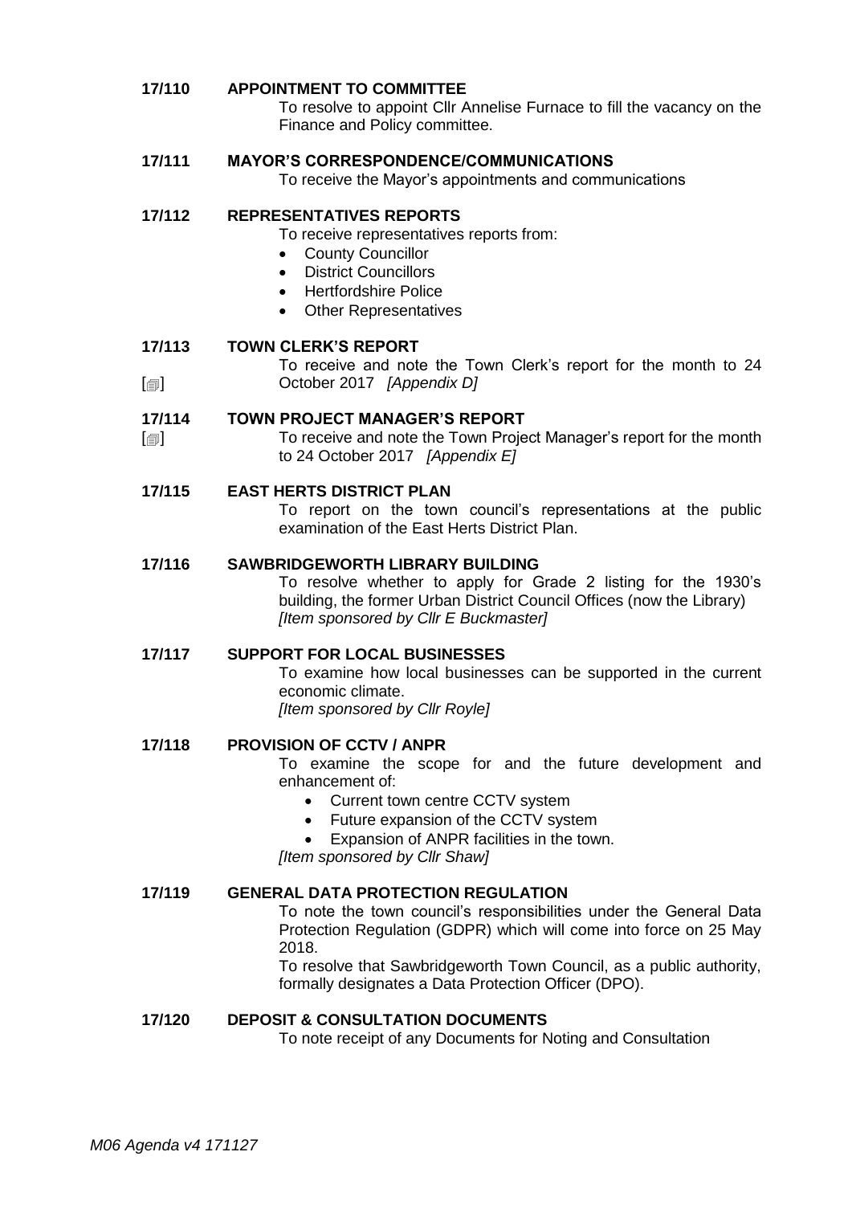**17/110 APPOINTMENT TO COMMITTEE**

To resolve to appoint Cllr Annelise Furnace to fill the vacancy on the Finance and Policy committee.

**17/111 MAYOR'S CORRESPONDENCE/COMMUNICATIONS**

To receive the Mayor's appointments and communications

**17/112 REPRESENTATIVES REPORTS**

To receive representatives reports from:

- County Councillor
- District Councillors
- Hertfordshire Police
- Other Representatives

**17/113 TOWN CLERK'S REPORT**

[🗐] To receive and note the Town Clerk's report for the month to 24 October 2017 *[Appendix D]*

**17/114 TOWN PROJECT MANAGER'S REPORT**

[🗐] To receive and note the Town Project Manager's report for the month to 24 October 2017 *[Appendix E]*

**17/115 EAST HERTS DISTRICT PLAN**

To report on the town council's representations at the public examination of the East Herts District Plan.

**17/116 SAWBRIDGEWORTH LIBRARY BUILDING**

To resolve whether to apply for Grade 2 listing for the 1930's building, the former Urban District Council Offices (now the Library) *[Item sponsored by Cllr E Buckmaster]*

**17/117 SUPPORT FOR LOCAL BUSINESSES**

To examine how local businesses can be supported in the current economic climate.
*[Item sponsored by Cllr Royle]*

**17/118 PROVISION OF CCTV / ANPR**

To examine the scope for and the future development and enhancement of:

- Current town centre CCTV system
- Future expansion of the CCTV system
- Expansion of ANPR facilities in the town.

*[Item sponsored by Cllr Shaw]*

**17/119 GENERAL DATA PROTECTION REGULATION**

To note the town council's responsibilities under the General Data Protection Regulation (GDPR) which will come into force on 25 May 2018.

To resolve that Sawbridgeworth Town Council, as a public authority, formally designates a Data Protection Officer (DPO).

**17/120 DEPOSIT & CONSULTATION DOCUMENTS**

To note receipt of any Documents for Noting and Consultation

*M06 Agenda v4 171127*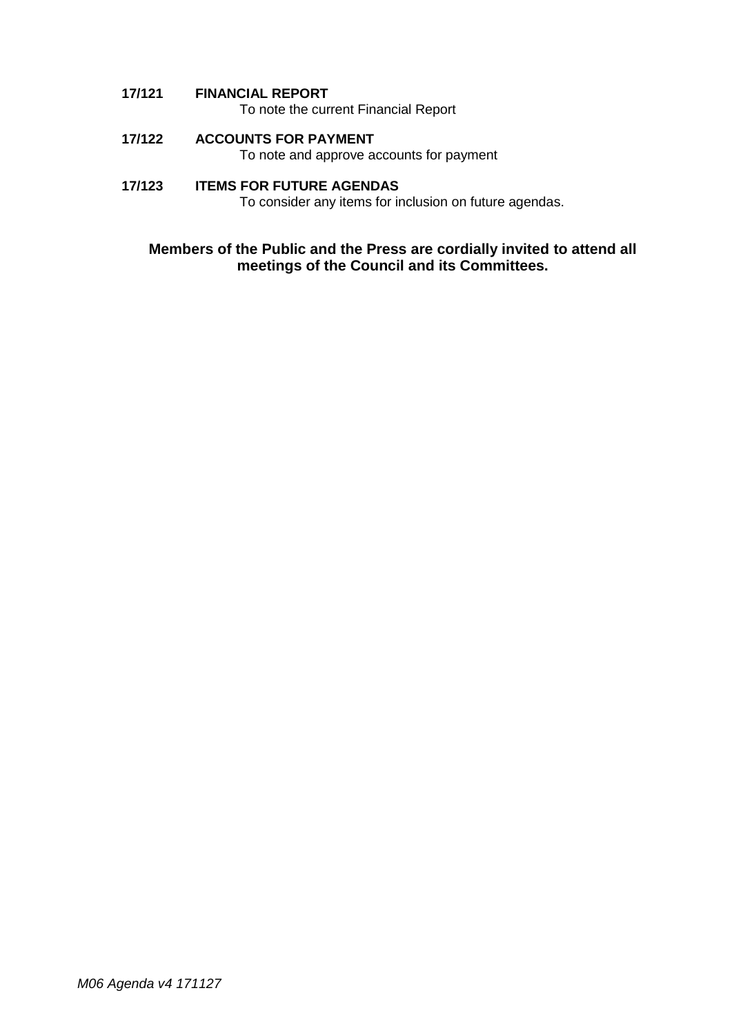**17/121 FINANCIAL REPORT**
To note the current Financial Report

**17/122 ACCOUNTS FOR PAYMENT**
To note and approve accounts for payment

**17/123 ITEMS FOR FUTURE AGENDAS**
To consider any items for inclusion on future agendas.

**Members of the Public and the Press are cordially invited to attend all meetings of the Council and its Committees.**

*M06 Agenda v4 171127*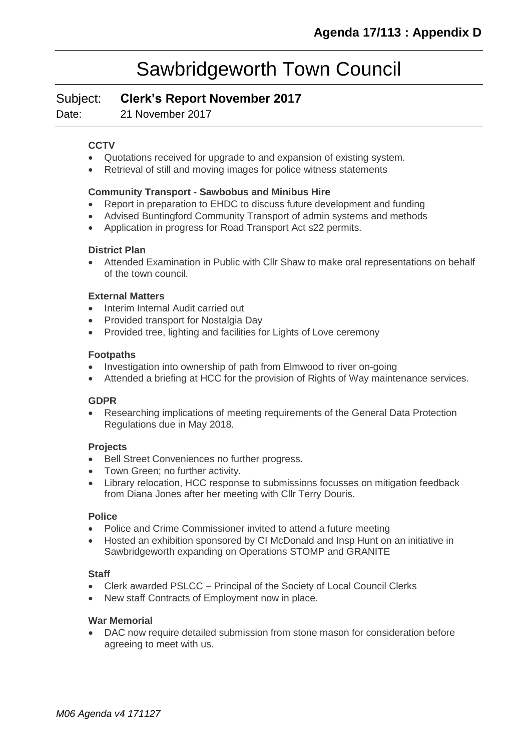**Agenda 17/113 : Appendix D**

# Sawbridgeworth Town Council

Subject: **Clerk's Report November 2017**

Date: 21 November 2017

### CCTV

- Quotations received for upgrade to and expansion of existing system.
- Retrieval of still and moving images for police witness statements

### Community Transport - Sawbobus and Minibus Hire

- Report in preparation to EHDC to discuss future development and funding
- Advised Buntingford Community Transport of admin systems and methods
- Application in progress for Road Transport Act s22 permits.

### District Plan

- Attended Examination in Public with Cllr Shaw to make oral representations on behalf of the town council.

### External Matters

- Interim Internal Audit carried out
- Provided transport for Nostalgia Day
- Provided tree, lighting and facilities for Lights of Love ceremony

### Footpaths

- Investigation into ownership of path from Elmwood to river on-going
- Attended a briefing at HCC for the provision of Rights of Way maintenance services.

### GDPR

- Researching implications of meeting requirements of the General Data Protection Regulations due in May 2018.

### Projects

- Bell Street Conveniences no further progress.
- Town Green; no further activity.
- Library relocation, HCC response to submissions focusses on mitigation feedback from Diana Jones after her meeting with Cllr Terry Douris.

### Police

- Police and Crime Commissioner invited to attend a future meeting
- Hosted an exhibition sponsored by CI McDonald and Insp Hunt on an initiative in Sawbridgeworth expanding on Operations STOMP and GRANITE

### Staff

- Clerk awarded PSLCC – Principal of the Society of Local Council Clerks
- New staff Contracts of Employment now in place.

### War Memorial

- DAC now require detailed submission from stone mason for consideration before agreeing to meet with us.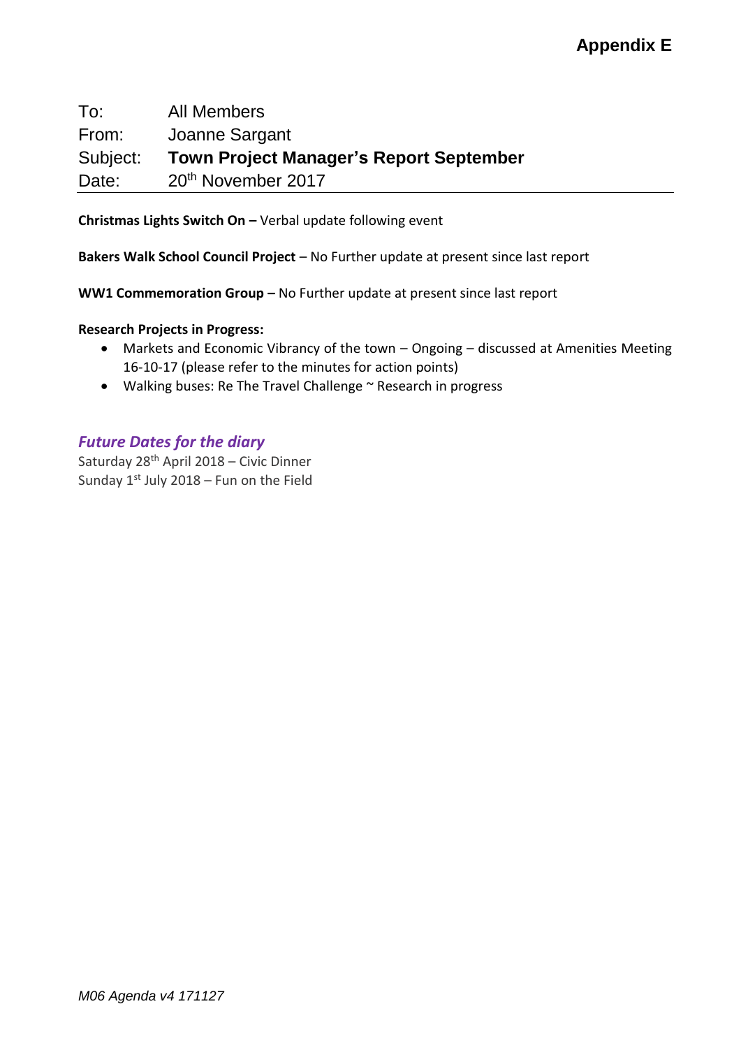**Appendix E**

| | |
|---|---|
| To: | All Members |
| From: | Joanne Sargant |
| Subject: | **Town Project Manager's Report September** |
| Date: | 20th November 2017 |

**Christmas Lights Switch On –** Verbal update following event

**Bakers Walk School Council Project** – No Further update at present since last report

**WW1 Commemoration Group –** No Further update at present since last report

**Research Projects in Progress:**

- Markets and Economic Vibrancy of the town – Ongoing – discussed at Amenities Meeting 16-10-17 (please refer to the minutes for action points)
- Walking buses: Re The Travel Challenge ~ Research in progress

### *Future Dates for the diary*

Saturday 28th April 2018 – Civic Dinner
Sunday 1st July 2018 – Fun on the Field

*M06 Agenda v4 171127*